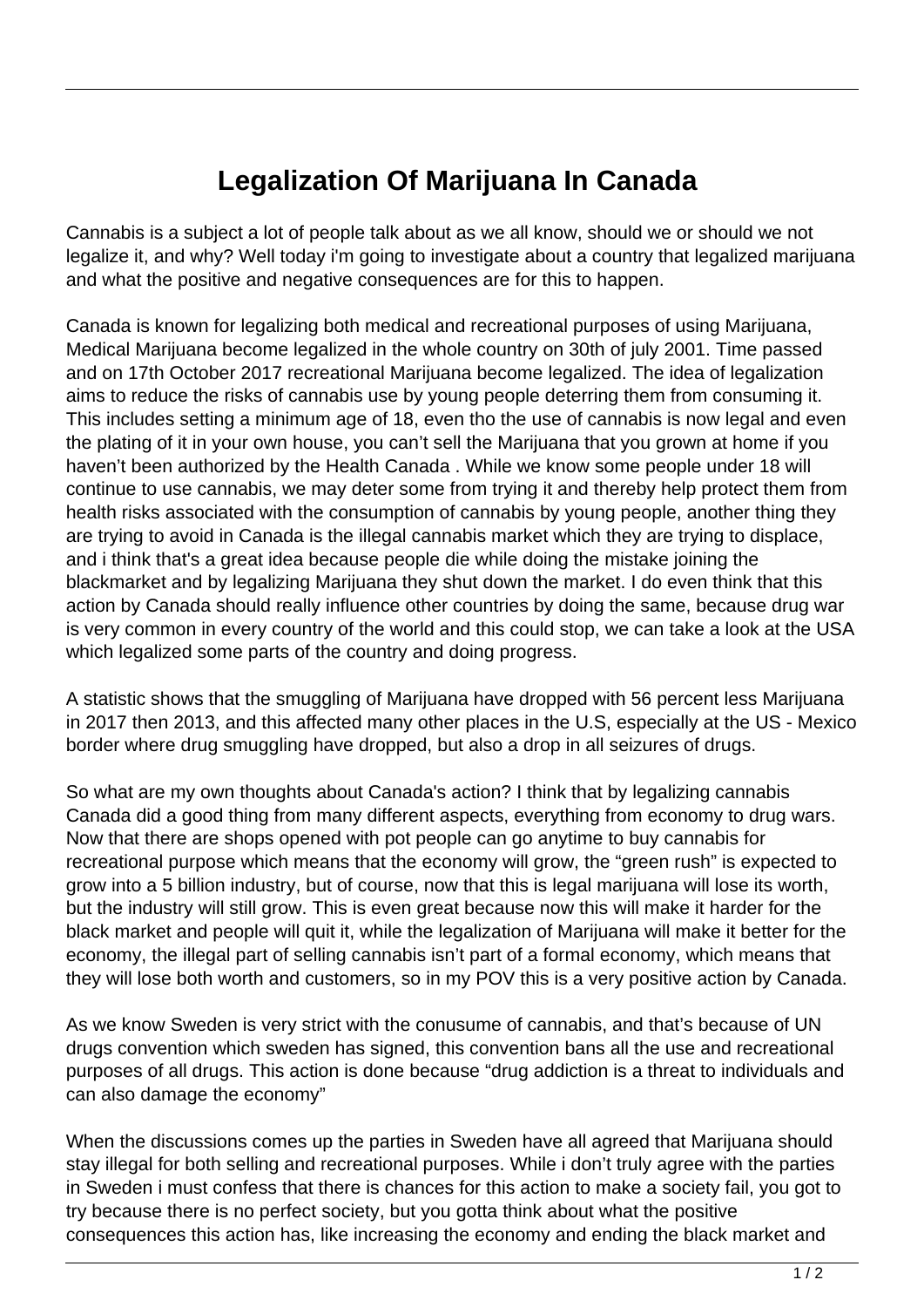# Legalization Of Marijuana In Canada

Cannabis is a subject a lot of people talk about as we all know, should we or should we not legalize it, and why? Well today i'm going to investigate about a country that legalized marijuana and what the positive and negative consequences are for this to happen.

Canada is known for legalizing both medical and recreational purposes of using Marijuana, Medical Marijuana become legalized in the whole country on 30th of july 2001. Time passed and on 17th October 2017 recreational Marijuana become legalized. The idea of legalization aims to reduce the risks of cannabis use by young people deterring them from consuming it. This includes setting a minimum age of 18, even tho the use of cannabis is now legal and even the plating of it in your own house, you can't sell the Marijuana that you grown at home if you haven't been authorized by the Health Canada . While we know some people under 18 will continue to use cannabis, we may deter some from trying it and thereby help protect them from health risks associated with the consumption of cannabis by young people, another thing they are trying to avoid in Canada is the illegal cannabis market which they are trying to displace, and i think that's a great idea because people die while doing the mistake joining the blackmarket and by legalizing Marijuana they shut down the market. I do even think that this action by Canada should really influence other countries by doing the same, because drug war is very common in every country of the world and this could stop, we can take a look at the USA which legalized some parts of the country and doing progress.

A statistic shows that the smuggling of Marijuana have dropped with 56 percent less Marijuana in 2017 then 2013, and this affected many other places in the U.S, especially at the US - Mexico border where drug smuggling have dropped, but also a drop in all seizures of drugs.

So what are my own thoughts about Canada's action? I think that by legalizing cannabis Canada did a good thing from many different aspects, everything from economy to drug wars. Now that there are shops opened with pot people can go anytime to buy cannabis for recreational purpose which means that the economy will grow, the "green rush" is expected to grow into a 5 billion industry, but of course, now that this is legal marijuana will lose its worth, but the industry will still grow. This is even great because now this will make it harder for the black market and people will quit it, while the legalization of Marijuana will make it better for the economy, the illegal part of selling cannabis isn't part of a formal economy, which means that they will lose both worth and customers, so in my POV this is a very positive action by Canada.

As we know Sweden is very strict with the conusume of cannabis, and that's because of UN drugs convention which sweden has signed, this convention bans all the use and recreational purposes of all drugs. This action is done because "drug addiction is a threat to individuals and can also damage the economy"

When the discussions comes up the parties in Sweden have all agreed that Marijuana should stay illegal for both selling and recreational purposes. While i don't truly agree with the parties in Sweden i must confess that there is chances for this action to make a society fail, you got to try because there is no perfect society, but you gotta think about what the positive consequences this action has, like increasing the economy and ending the black market and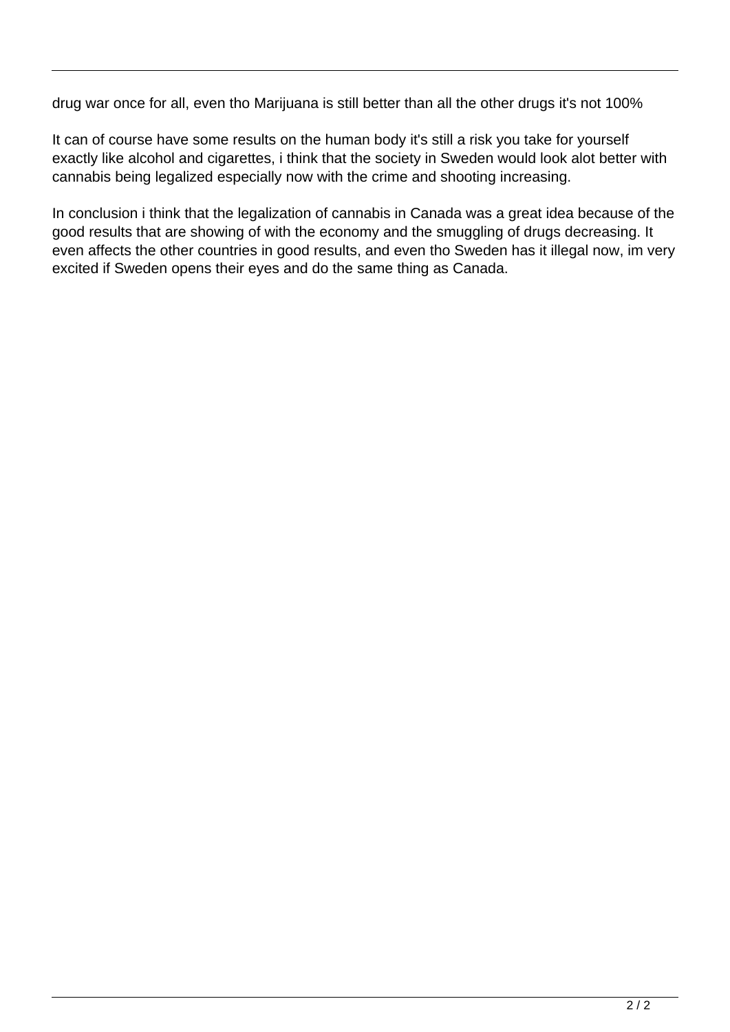drug war once for all, even tho Marijuana is still better than all the other drugs it's not 100%

It can of course have some results on the human body it's still a risk you take for yourself exactly like alcohol and cigarettes, i think that the society in Sweden would look alot better with cannabis being legalized especially now with the crime and shooting increasing.

In conclusion i think that the legalization of cannabis in Canada was a great idea because of the good results that are showing of with the economy and the smuggling of drugs decreasing. It even affects the other countries in good results, and even tho Sweden has it illegal now, im very excited if Sweden opens their eyes and do the same thing as Canada.